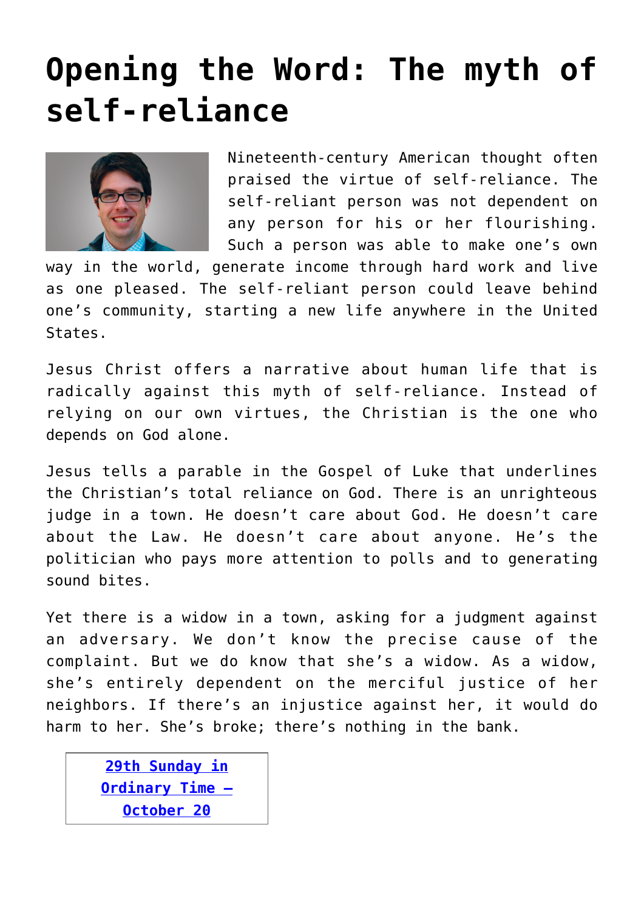# Opening the Word: The myth of self-reliance

Nineteenth-century American thought often praised the virtue of self-reliance. The self-reliant person was not dependent on any person for his or her flourishing. Such a person was able to make one's own way in the world, generate income through hard work and live as one pleased. The self-reliant person could leave behind one's community, starting a new life anywhere in the United States.

Jesus Christ offers a narrative about human life that is radically against this myth of self-reliance. Instead of relying on our own virtues, the Christian is the one who depends on God alone.

Jesus tells a parable in the Gospel of Luke that underlines the Christian's total reliance on God. There is an unrighteous judge in a town. He doesn't care about God. He doesn't care about the Law. He doesn't care about anyone. He's the politician who pays more attention to polls and to generating sound bites.

Yet there is a widow in a town, asking for a judgment against an adversary. We don't know the precise cause of the complaint. But we do know that she's a widow. As a widow, she's entirely dependent on the merciful justice of her neighbors. If there's an injustice against her, it would do harm to her. She's broke; there's nothing in the bank.

| **29th Sunday in Ordinary Time – October 20** |
|---|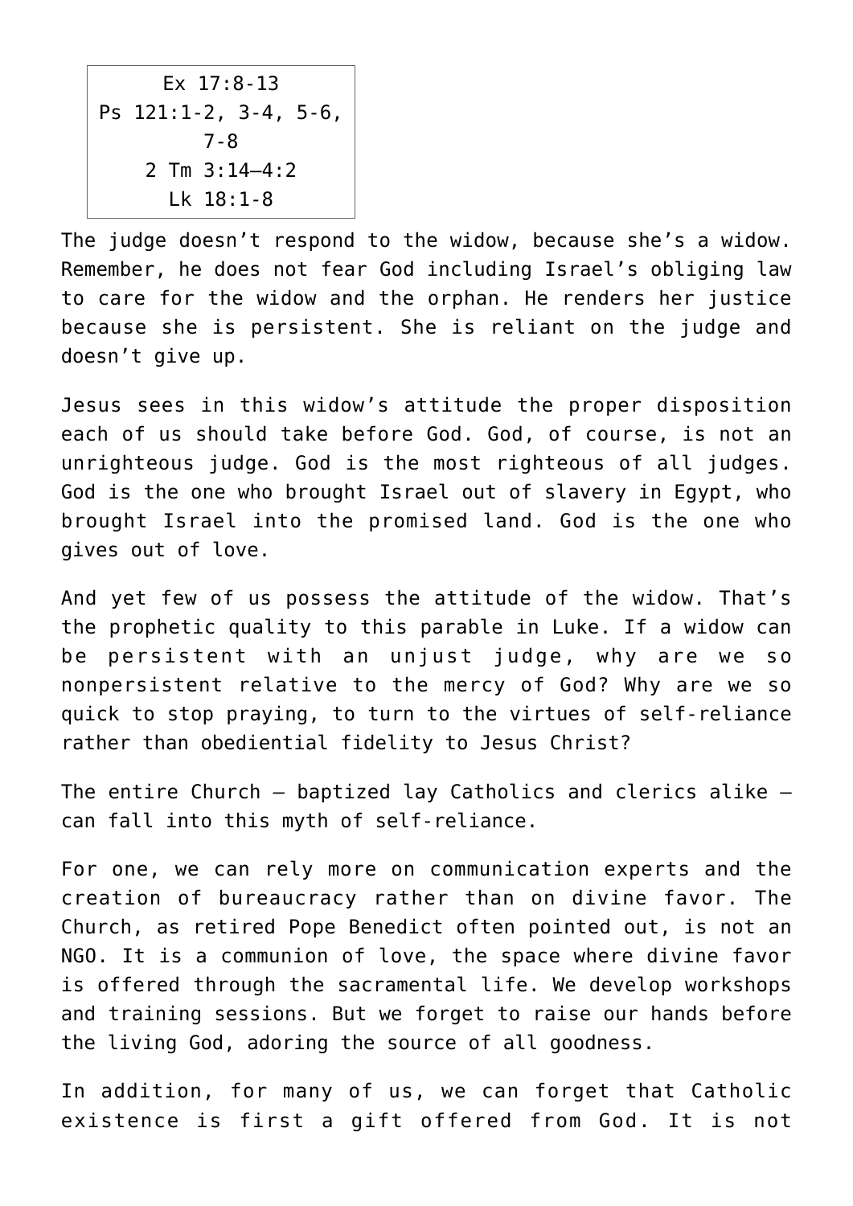Ex 17:8-13
Ps 121:1-2, 3-4, 5-6, 7-8
2 Tm 3:14–4:2
Lk 18:1-8

The judge doesn't respond to the widow, because she's a widow. Remember, he does not fear God including Israel's obliging law to care for the widow and the orphan. He renders her justice because she is persistent. She is reliant on the judge and doesn't give up.

Jesus sees in this widow's attitude the proper disposition each of us should take before God. God, of course, is not an unrighteous judge. God is the most righteous of all judges. God is the one who brought Israel out of slavery in Egypt, who brought Israel into the promised land. God is the one who gives out of love.

And yet few of us possess the attitude of the widow. That's the prophetic quality to this parable in Luke. If a widow can be persistent with an unjust judge, why are we so nonpersistent relative to the mercy of God? Why are we so quick to stop praying, to turn to the virtues of self-reliance rather than obediential fidelity to Jesus Christ?

The entire Church — baptized lay Catholics and clerics alike — can fall into this myth of self-reliance.

For one, we can rely more on communication experts and the creation of bureaucracy rather than on divine favor. The Church, as retired Pope Benedict often pointed out, is not an NGO. It is a communion of love, the space where divine favor is offered through the sacramental life. We develop workshops and training sessions. But we forget to raise our hands before the living God, adoring the source of all goodness.

In addition, for many of us, we can forget that Catholic existence is first a gift offered from God. It is not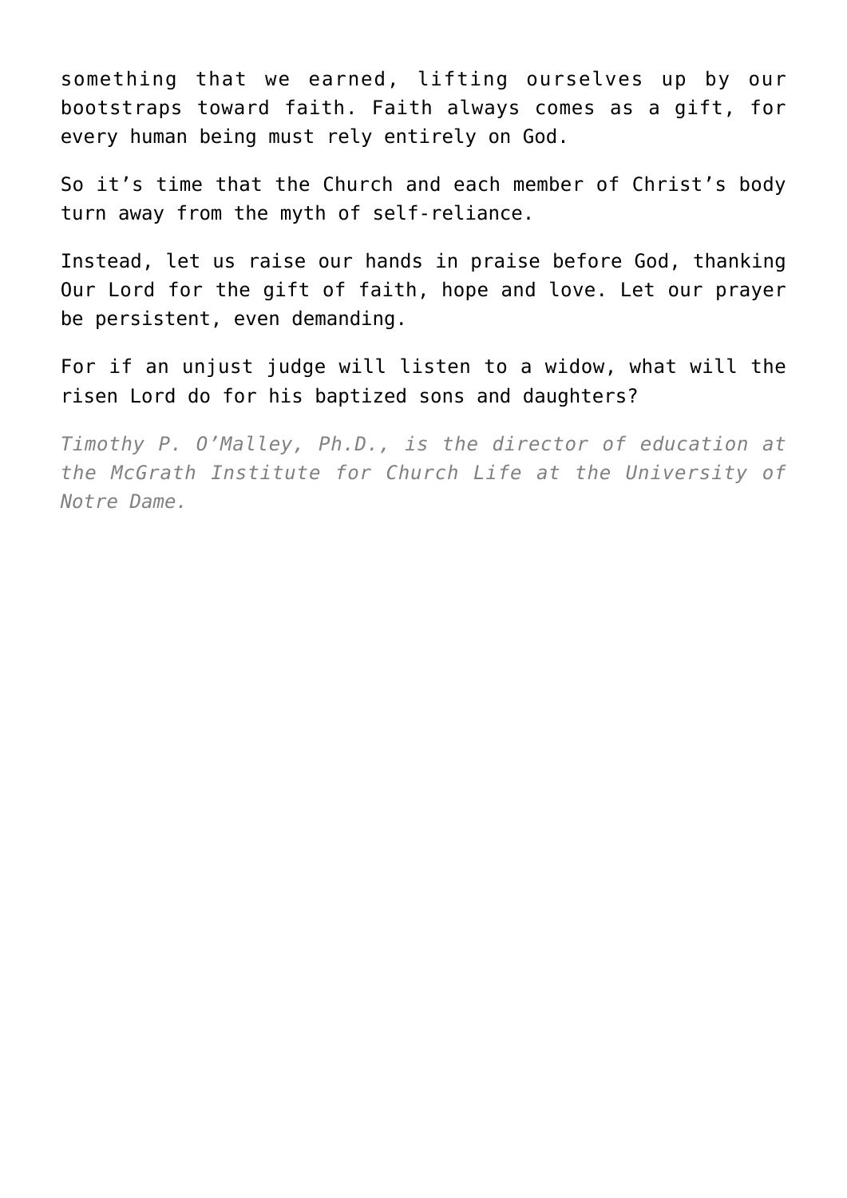something that we earned, lifting ourselves up by our bootstraps toward faith. Faith always comes as a gift, for every human being must rely entirely on God.

So it’s time that the Church and each member of Christ’s body turn away from the myth of self-reliance.

Instead, let us raise our hands in praise before God, thanking Our Lord for the gift of faith, hope and love. Let our prayer be persistent, even demanding.

For if an unjust judge will listen to a widow, what will the risen Lord do for his baptized sons and daughters?

*Timothy P. O’Malley, Ph.D., is the director of education at the McGrath Institute for Church Life at the University of Notre Dame.*